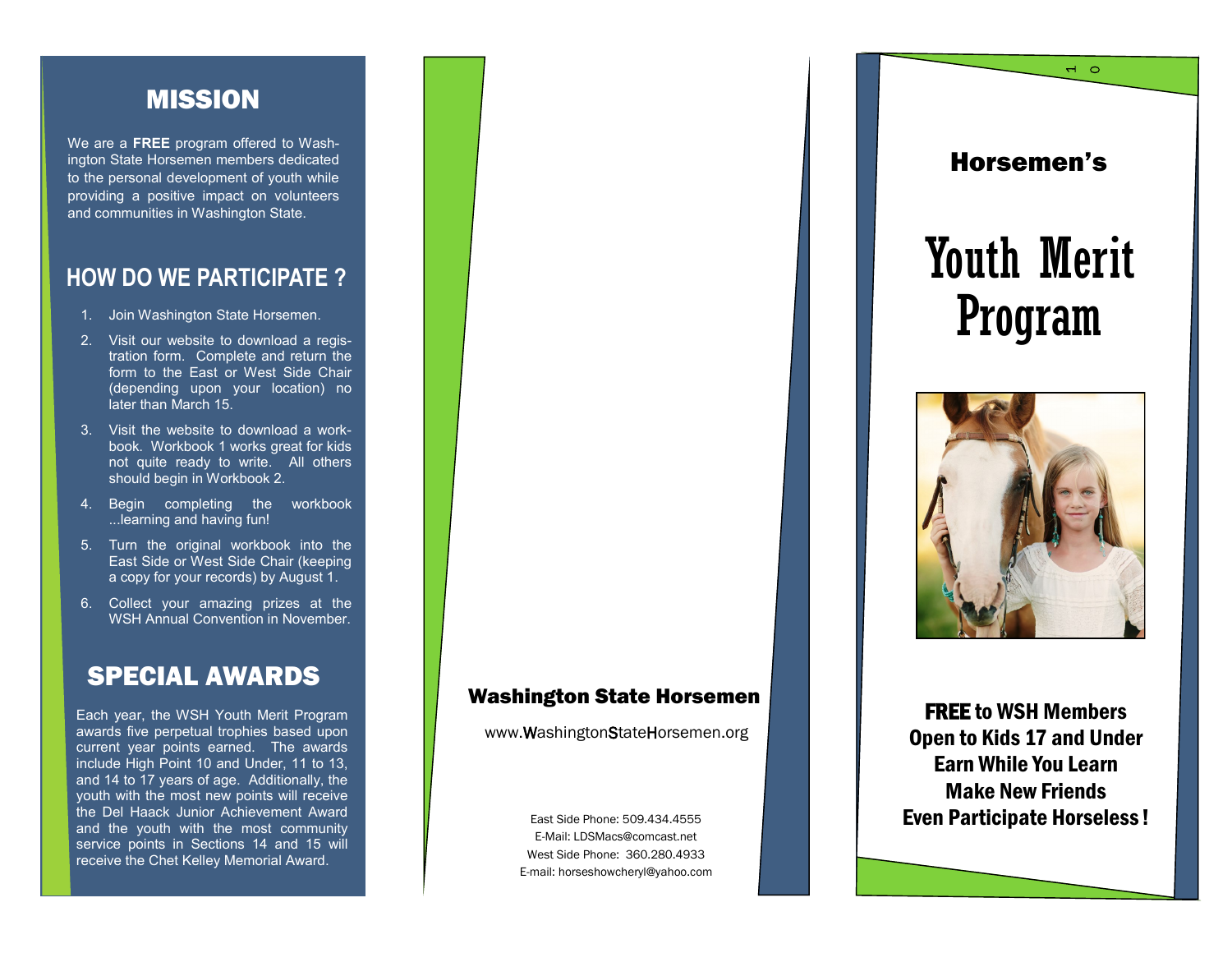## MISSION

We are a **FREE** program offered to Washington State Horsemen members dedicated to the personal development of youth while providing a positive impact on volunteers and communities in Washington State.

## HOW DO WE PARTICIPATE ?

1. Join Washington State Horsemen.
2. Visit our website to download a registration form. Complete and return the form to the East or West Side Chair (depending upon your location) no later than March 15.
3. Visit the website to download a workbook. Workbook 1 works great for kids not quite ready to write. All others should begin in Workbook 2.
4. Begin completing the workbook ...learning and having fun!
5. Turn the original workbook into the East Side or West Side Chair (keeping a copy for your records) by August 1.
6. Collect your amazing prizes at the WSH Annual Convention in November.

## SPECIAL AWARDS

Each year, the WSH Youth Merit Program awards five perpetual trophies based upon current year points earned. The awards include High Point 10 and Under, 11 to 13, and 14 to 17 years of age. Additionally, the youth with the most new points will receive the Del Haack Junior Achievement Award and the youth with the most community service points in Sections 14 and 15 will receive the Chet Kelley Memorial Award.

**Washington State Horsemen**

www.WashingtonStateHorsemen.org

East Side Phone: 509.434.4555
E-Mail: LDSMacs@comcast.net
West Side Phone: 360.280.4933
E-mail: horseshowcheryl@yahoo.com

10

### Horsemen's

# Youth Merit Program

**FREE to WSH Members**
**Open to Kids 17 and Under**
**Earn While You Learn**
**Make New Friends**
**Even Participate Horseless !**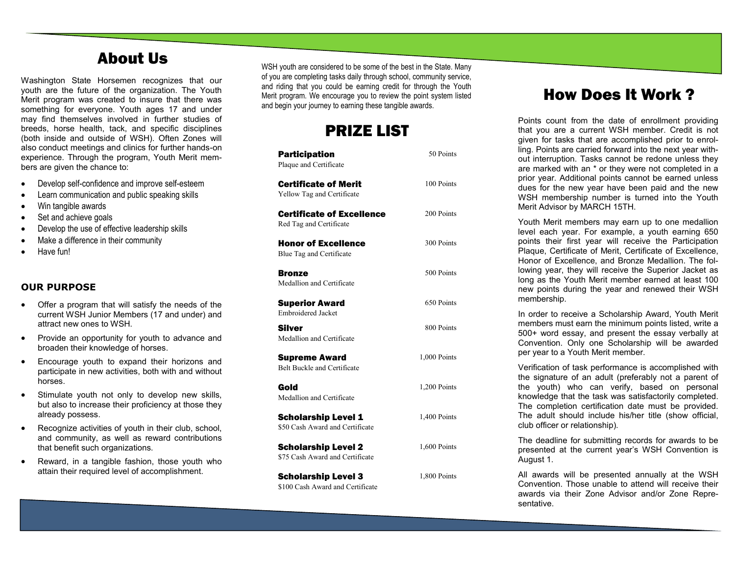# About Us

Washington State Horsemen recognizes that our youth are the future of the organization. The Youth Merit program was created to insure that there was something for everyone. Youth ages 17 and under may find themselves involved in further studies of breeds, horse health, tack, and specific disciplines (both inside and outside of WSH). Often Zones will also conduct meetings and clinics for further hands-on experience. Through the program, Youth Merit members are given the chance to:

- Develop self-confidence and improve self-esteem
- Learn communication and public speaking skills
- Win tangible awards
- Set and achieve goals
- Develop the use of effective leadership skills
- Make a difference in their community
- Have fun!

### OUR PURPOSE

- Offer a program that will satisfy the needs of the current WSH Junior Members (17 and under) and attract new ones to WSH.
- Provide an opportunity for youth to advance and broaden their knowledge of horses.
- Encourage youth to expand their horizons and participate in new activities, both with and without horses.
- Stimulate youth not only to develop new skills, but also to increase their proficiency at those they already possess.
- Recognize activities of youth in their club, school, and community, as well as reward contributions that benefit such organizations.
- Reward, in a tangible fashion, those youth who attain their required level of accomplishment.

WSH youth are considered to be some of the best in the State. Many of you are completing tasks daily through school, community service, and riding that you could be earning credit for through the Youth Merit program. We encourage you to review the point system listed and begin your journey to earning these tangible awards.

# PRIZE LIST

| | |
|---|---|
| **Participation**<br>Plaque and Certificate | 50 Points |
| **Certificate of Merit**<br>Yellow Tag and Certificate | 100 Points |
| **Certificate of Excellence**<br>Red Tag and Certificate | 200 Points |
| **Honor of Excellence**<br>Blue Tag and Certificate | 300 Points |
| **Bronze**<br>Medallion and Certificate | 500 Points |
| **Superior Award**<br>Embroidered Jacket | 650 Points |
| **Silver**<br>Medallion and Certificate | 800 Points |
| **Supreme Award**<br>Belt Buckle and Certificate | 1,000 Points |
| **Gold**<br>Medallion and Certificate | 1,200 Points |
| **Scholarship Level 1**<br>$50 Cash Award and Certificate | 1,400 Points |
| **Scholarship Level 2**<br>$75 Cash Award and Certificate | 1,600 Points |
| **Scholarship Level 3**<br>$100 Cash Award and Certificate | 1,800 Points |

# How Does It Work ?

Points count from the date of enrollment providing that you are a current WSH member. Credit is not given for tasks that are accomplished prior to enrolling. Points are carried forward into the next year without interruption. Tasks cannot be redone unless they are marked with an * or they were not completed in a prior year. Additional points cannot be earned unless dues for the new year have been paid and the new WSH membership number is turned into the Youth Merit Advisor by MARCH 15TH.

Youth Merit members may earn up to one medallion level each year. For example, a youth earning 650 points their first year will receive the Participation Plaque, Certificate of Merit, Certificate of Excellence, Honor of Excellence, and Bronze Medallion. The following year, they will receive the Superior Jacket as long as the Youth Merit member earned at least 100 new points during the year and renewed their WSH membership.

In order to receive a Scholarship Award, Youth Merit members must earn the minimum points listed, write a 500+ word essay, and present the essay verbally at Convention. Only one Scholarship will be awarded per year to a Youth Merit member.

Verification of task performance is accomplished with the signature of an adult (preferably not a parent of the youth) who can verify, based on personal knowledge that the task was satisfactorily completed. The completion certification date must be provided. The adult should include his/her title (show official, club officer or relationship).

The deadline for submitting records for awards to be presented at the current year's WSH Convention is August 1.

All awards will be presented annually at the WSH Convention. Those unable to attend will receive their awards via their Zone Advisor and/or Zone Representative.